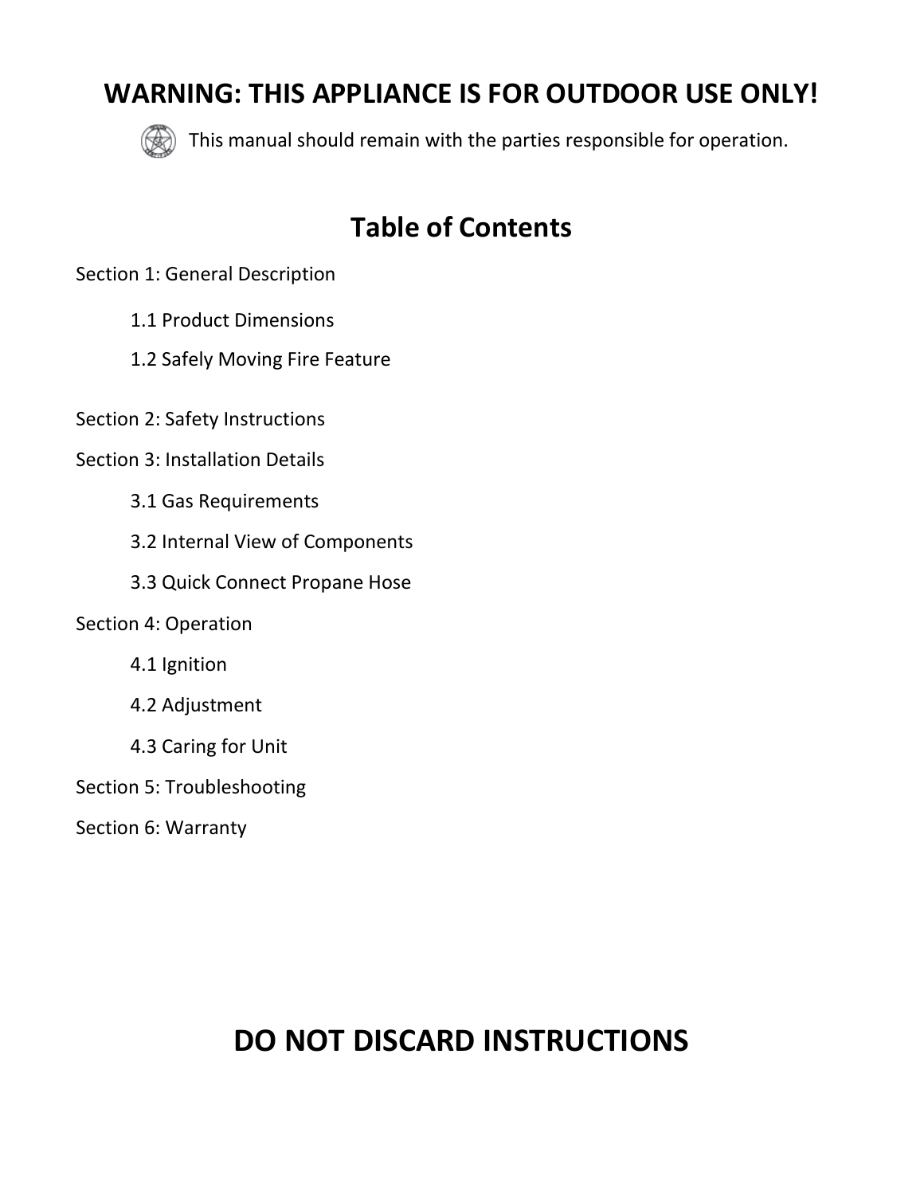# WARNING: THIS APPLIANCE IS FOR OUTDOOR USE ONLY!

This manual should remain with the parties responsible for operation.

## Table of Contents

Section 1: General Description

- 1.1 Product Dimensions
- 1.2 Safely Moving Fire Feature

Section 2: Safety Instructions

Section 3: Installation Details

- 3.1 Gas Requirements
- 3.2 Internal View of Components
- 3.3 Quick Connect Propane Hose

Section 4: Operation

- 4.1 Ignition
- 4.2 Adjustment
- 4.3 Caring for Unit

Section 5: Troubleshooting

Section 6: Warranty

# DO NOT DISCARD INSTRUCTIONS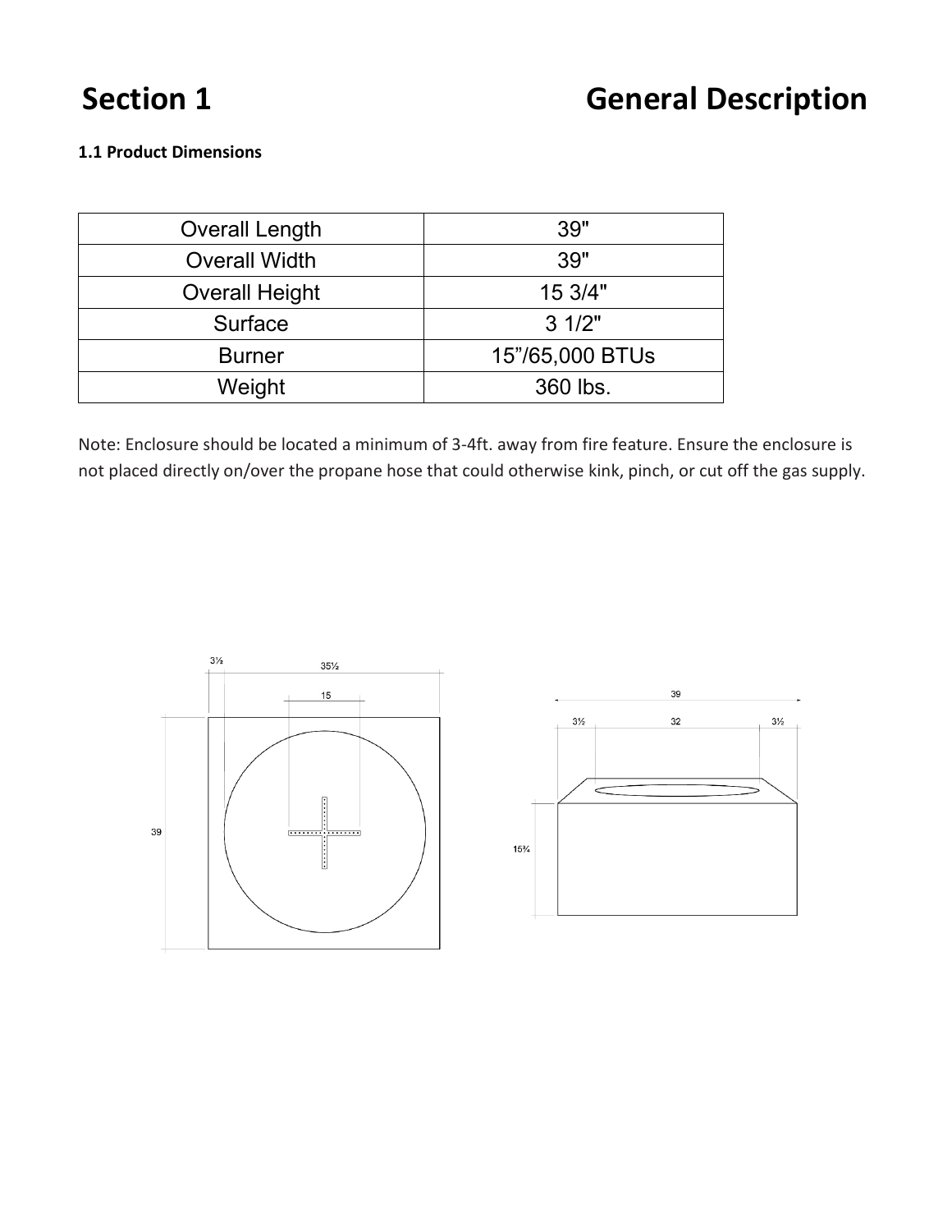# Section 1 General Description

**1.1 Product Dimensions**

| Overall Length | 39" |
|---|---|
| Overall Width | 39" |
| Overall Height | 15 3/4" |
| Surface | 3 1/2" |
| Burner | 15"/65,000 BTUs |
| Weight | 360 lbs. |

Note: Enclosure should be located a minimum of 3-4ft. away from fire feature. Ensure the enclosure is not placed directly on/over the propane hose that could otherwise kink, pinch, or cut off the gas supply.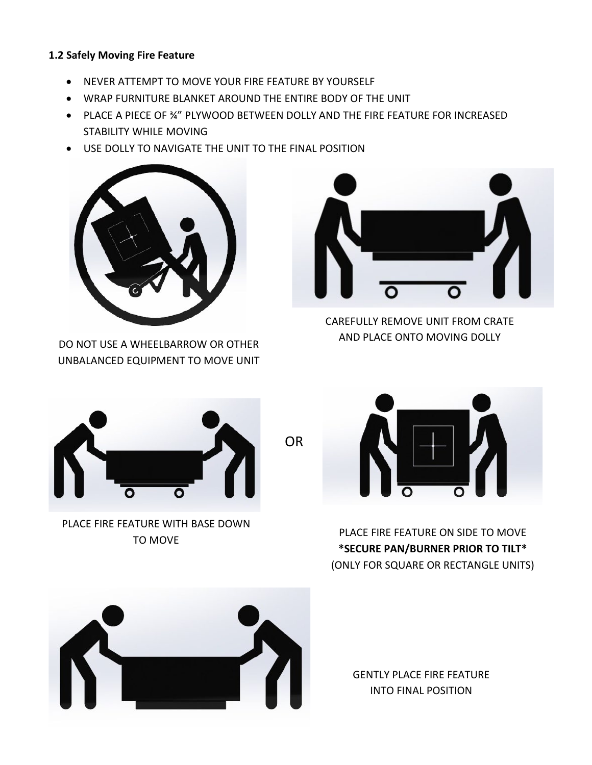**1.2 Safely Moving Fire Feature**

- NEVER ATTEMPT TO MOVE YOUR FIRE FEATURE BY YOURSELF
- WRAP FURNITURE BLANKET AROUND THE ENTIRE BODY OF THE UNIT
- PLACE A PIECE OF ¾" PLYWOOD BETWEEN DOLLY AND THE FIRE FEATURE FOR INCREASED STABILITY WHILE MOVING
- USE DOLLY TO NAVIGATE THE UNIT TO THE FINAL POSITION

DO NOT USE A WHEELBARROW OR OTHER UNBALANCED EQUIPMENT TO MOVE UNIT

CAREFULLY REMOVE UNIT FROM CRATE AND PLACE ONTO MOVING DOLLY

PLACE FIRE FEATURE WITH BASE DOWN TO MOVE

OR

PLACE FIRE FEATURE ON SIDE TO MOVE
**\*SECURE PAN/BURNER PRIOR TO TILT\***
(ONLY FOR SQUARE OR RECTANGLE UNITS)

GENTLY PLACE FIRE FEATURE INTO FINAL POSITION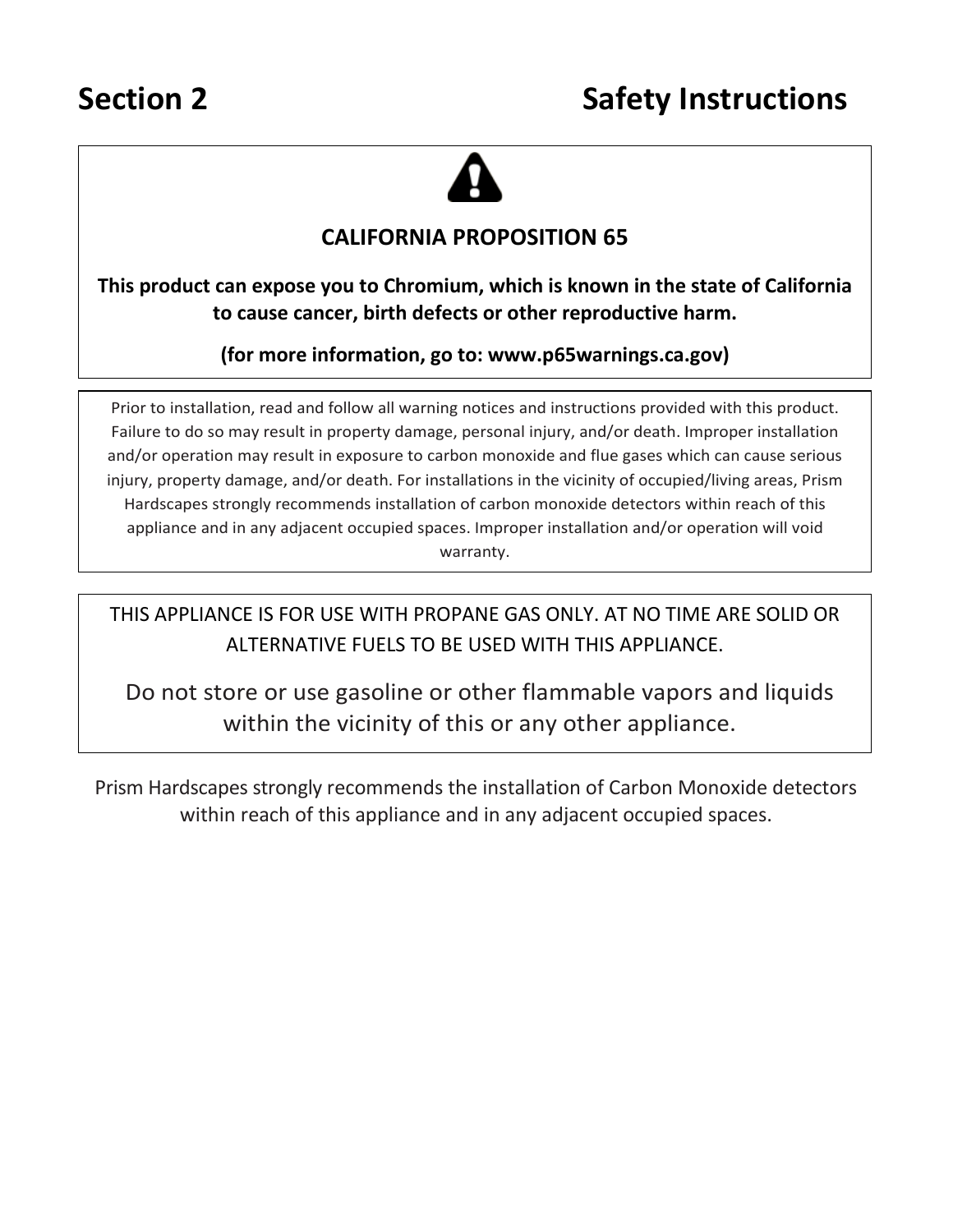# Section 2 Safety Instructions

**CALIFORNIA PROPOSITION 65**

**This product can expose you to Chromium, which is known in the state of California to cause cancer, birth defects or other reproductive harm.**

**(for more information, go to: www.p65warnings.ca.gov)**

Prior to installation, read and follow all warning notices and instructions provided with this product. Failure to do so may result in property damage, personal injury, and/or death. Improper installation and/or operation may result in exposure to carbon monoxide and flue gases which can cause serious injury, property damage, and/or death. For installations in the vicinity of occupied/living areas, Prism Hardscapes strongly recommends installation of carbon monoxide detectors within reach of this appliance and in any adjacent occupied spaces. Improper installation and/or operation will void warranty.

THIS APPLIANCE IS FOR USE WITH PROPANE GAS ONLY. AT NO TIME ARE SOLID OR ALTERNATIVE FUELS TO BE USED WITH THIS APPLIANCE.

Do not store or use gasoline or other flammable vapors and liquids within the vicinity of this or any other appliance.

Prism Hardscapes strongly recommends the installation of Carbon Monoxide detectors within reach of this appliance and in any adjacent occupied spaces.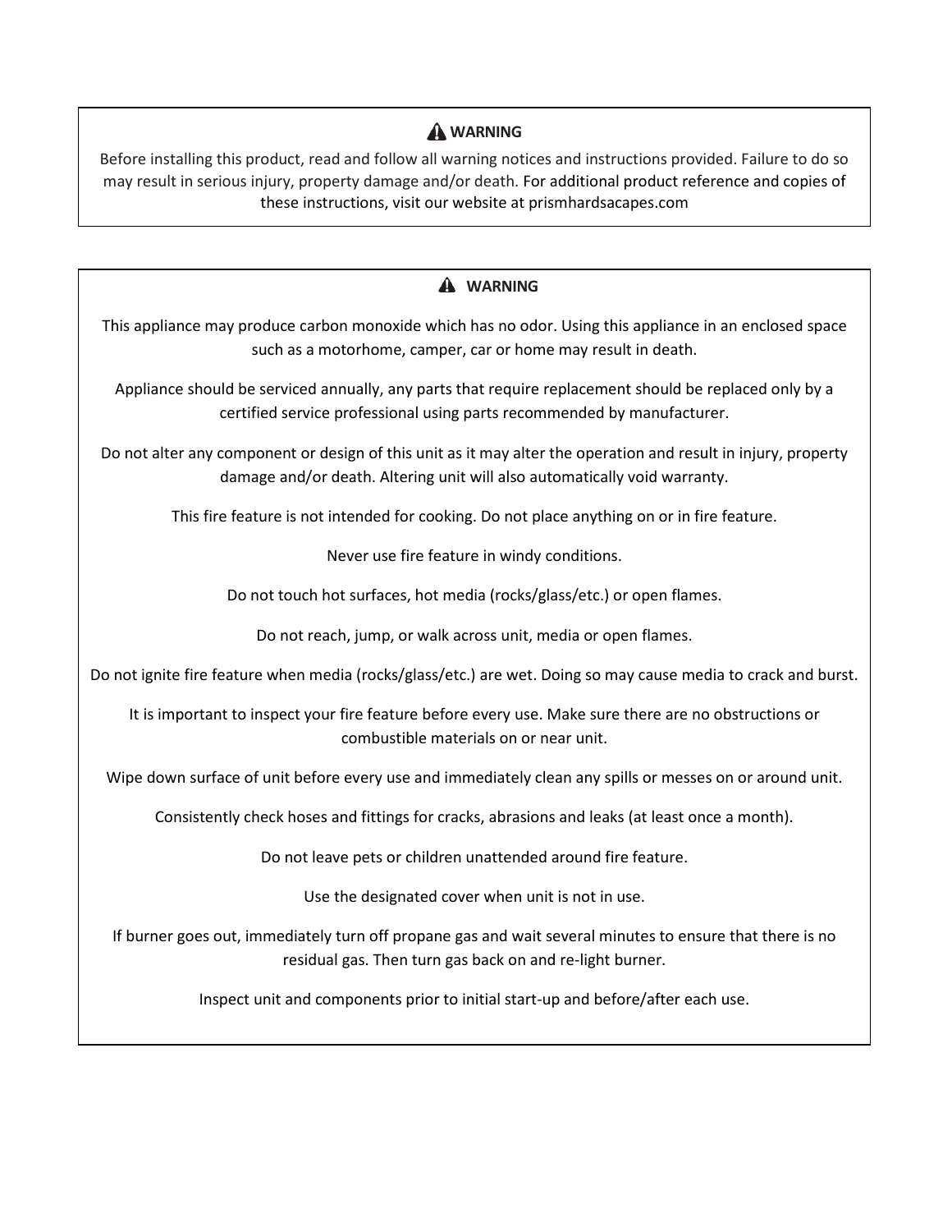**⚠ WARNING**

Before installing this product, read and follow all warning notices and instructions provided. Failure to do so may result in serious injury, property damage and/or death. For additional product reference and copies of these instructions, visit our website at prismhardsacapes.com

**⚠ WARNING**

This appliance may produce carbon monoxide which has no odor. Using this appliance in an enclosed space such as a motorhome, camper, car or home may result in death.

Appliance should be serviced annually, any parts that require replacement should be replaced only by a certified service professional using parts recommended by manufacturer.

Do not alter any component or design of this unit as it may alter the operation and result in injury, property damage and/or death. Altering unit will also automatically void warranty.

This fire feature is not intended for cooking. Do not place anything on or in fire feature.

Never use fire feature in windy conditions.

Do not touch hot surfaces, hot media (rocks/glass/etc.) or open flames.

Do not reach, jump, or walk across unit, media or open flames.

Do not ignite fire feature when media (rocks/glass/etc.) are wet. Doing so may cause media to crack and burst.

It is important to inspect your fire feature before every use. Make sure there are no obstructions or combustible materials on or near unit.

Wipe down surface of unit before every use and immediately clean any spills or messes on or around unit.

Consistently check hoses and fittings for cracks, abrasions and leaks (at least once a month).

Do not leave pets or children unattended around fire feature.

Use the designated cover when unit is not in use.

If burner goes out, immediately turn off propane gas and wait several minutes to ensure that there is no residual gas. Then turn gas back on and re-light burner.

Inspect unit and components prior to initial start-up and before/after each use.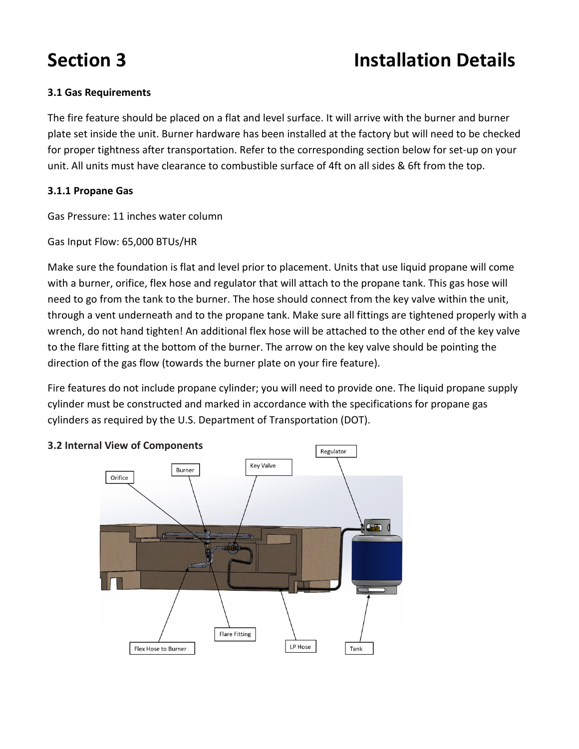# Section 3 Installation Details

### 3.1 Gas Requirements

The fire feature should be placed on a flat and level surface. It will arrive with the burner and burner plate set inside the unit. Burner hardware has been installed at the factory but will need to be checked for proper tightness after transportation. Refer to the corresponding section below for set-up on your unit. All units must have clearance to combustible surface of 4ft on all sides & 6ft from the top.

#### 3.1.1 Propane Gas

Gas Pressure: 11 inches water column

Gas Input Flow: 65,000 BTUs/HR

Make sure the foundation is flat and level prior to placement. Units that use liquid propane will come with a burner, orifice, flex hose and regulator that will attach to the propane tank. This gas hose will need to go from the tank to the burner. The hose should connect from the key valve within the unit, through a vent underneath and to the propane tank. Make sure all fittings are tightened properly with a wrench, do not hand tighten! An additional flex hose will be attached to the other end of the key valve to the flare fitting at the bottom of the burner. The arrow on the key valve should be pointing the direction of the gas flow (towards the burner plate on your fire feature).

Fire features do not include propane cylinder; you will need to provide one. The liquid propane supply cylinder must be constructed and marked in accordance with the specifications for propane gas cylinders as required by the U.S. Department of Transportation (DOT).

### 3.2 Internal View of Components

Regulator

Key Valve

Burner

Orifice

Flare Fitting

LP Hose

Tank

Flex Hose to Burner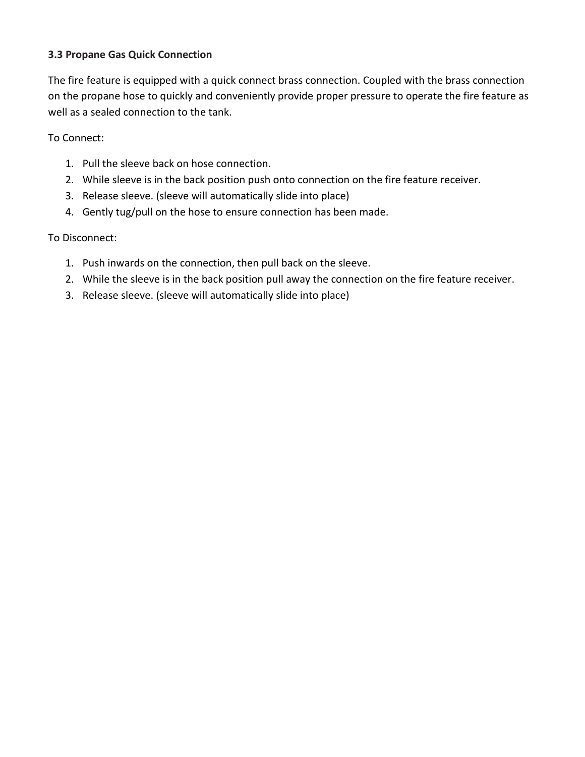### 3.3 Propane Gas Quick Connection

The fire feature is equipped with a quick connect brass connection. Coupled with the brass connection on the propane hose to quickly and conveniently provide proper pressure to operate the fire feature as well as a sealed connection to the tank.

To Connect:

1. Pull the sleeve back on hose connection.
2. While sleeve is in the back position push onto connection on the fire feature receiver.
3. Release sleeve. (sleeve will automatically slide into place)
4. Gently tug/pull on the hose to ensure connection has been made.

To Disconnect:

1. Push inwards on the connection, then pull back on the sleeve.
2. While the sleeve is in the back position pull away the connection on the fire feature receiver.
3. Release sleeve. (sleeve will automatically slide into place)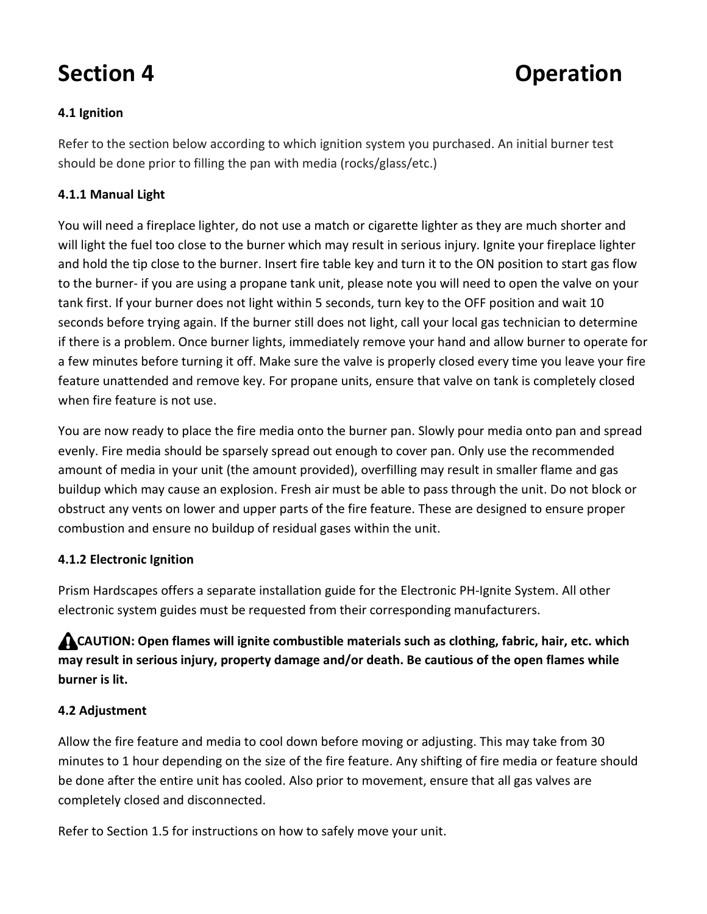# Section 4 Operation

### 4.1 Ignition

Refer to the section below according to which ignition system you purchased. An initial burner test should be done prior to filling the pan with media (rocks/glass/etc.)

### 4.1.1 Manual Light

You will need a fireplace lighter, do not use a match or cigarette lighter as they are much shorter and will light the fuel too close to the burner which may result in serious injury. Ignite your fireplace lighter and hold the tip close to the burner. Insert fire table key and turn it to the ON position to start gas flow to the burner- if you are using a propane tank unit, please note you will need to open the valve on your tank first. If your burner does not light within 5 seconds, turn key to the OFF position and wait 10 seconds before trying again. If the burner still does not light, call your local gas technician to determine if there is a problem. Once burner lights, immediately remove your hand and allow burner to operate for a few minutes before turning it off. Make sure the valve is properly closed every time you leave your fire feature unattended and remove key. For propane units, ensure that valve on tank is completely closed when fire feature is not use.

You are now ready to place the fire media onto the burner pan. Slowly pour media onto pan and spread evenly. Fire media should be sparsely spread out enough to cover pan. Only use the recommended amount of media in your unit (the amount provided), overfilling may result in smaller flame and gas buildup which may cause an explosion. Fresh air must be able to pass through the unit. Do not block or obstruct any vents on lower and upper parts of the fire feature. These are designed to ensure proper combustion and ensure no buildup of residual gases within the unit.

### 4.1.2 Electronic Ignition

Prism Hardscapes offers a separate installation guide for the Electronic PH-Ignite System. All other electronic system guides must be requested from their corresponding manufacturers.

⚠ **CAUTION: Open flames will ignite combustible materials such as clothing, fabric, hair, etc. which may result in serious injury, property damage and/or death. Be cautious of the open flames while burner is lit.**

### 4.2 Adjustment

Allow the fire feature and media to cool down before moving or adjusting. This may take from 30 minutes to 1 hour depending on the size of the fire feature. Any shifting of fire media or feature should be done after the entire unit has cooled. Also prior to movement, ensure that all gas valves are completely closed and disconnected.

Refer to Section 1.5 for instructions on how to safely move your unit.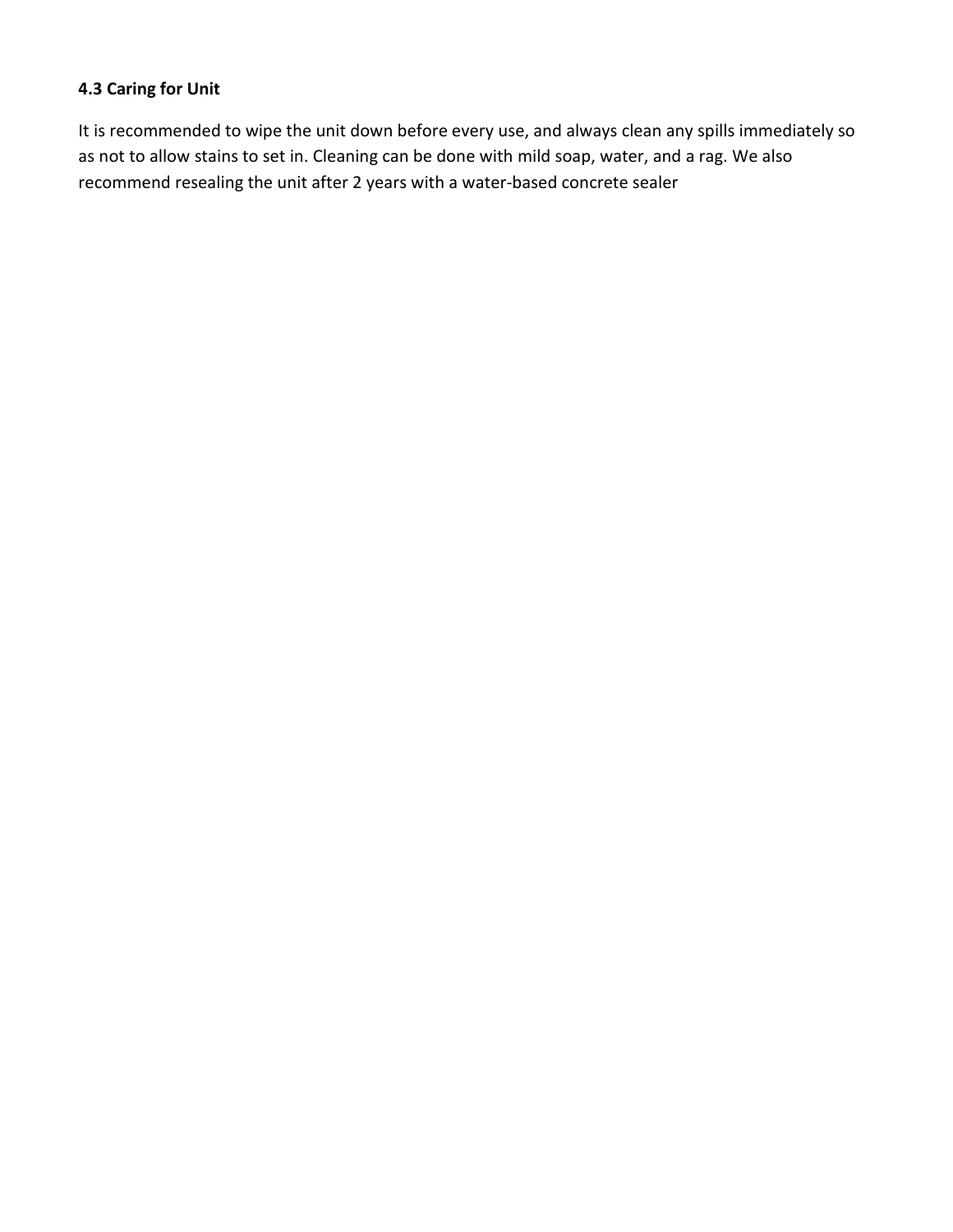### 4.3 Caring for Unit

It is recommended to wipe the unit down before every use, and always clean any spills immediately so as not to allow stains to set in. Cleaning can be done with mild soap, water, and a rag. We also recommend resealing the unit after 2 years with a water-based concrete sealer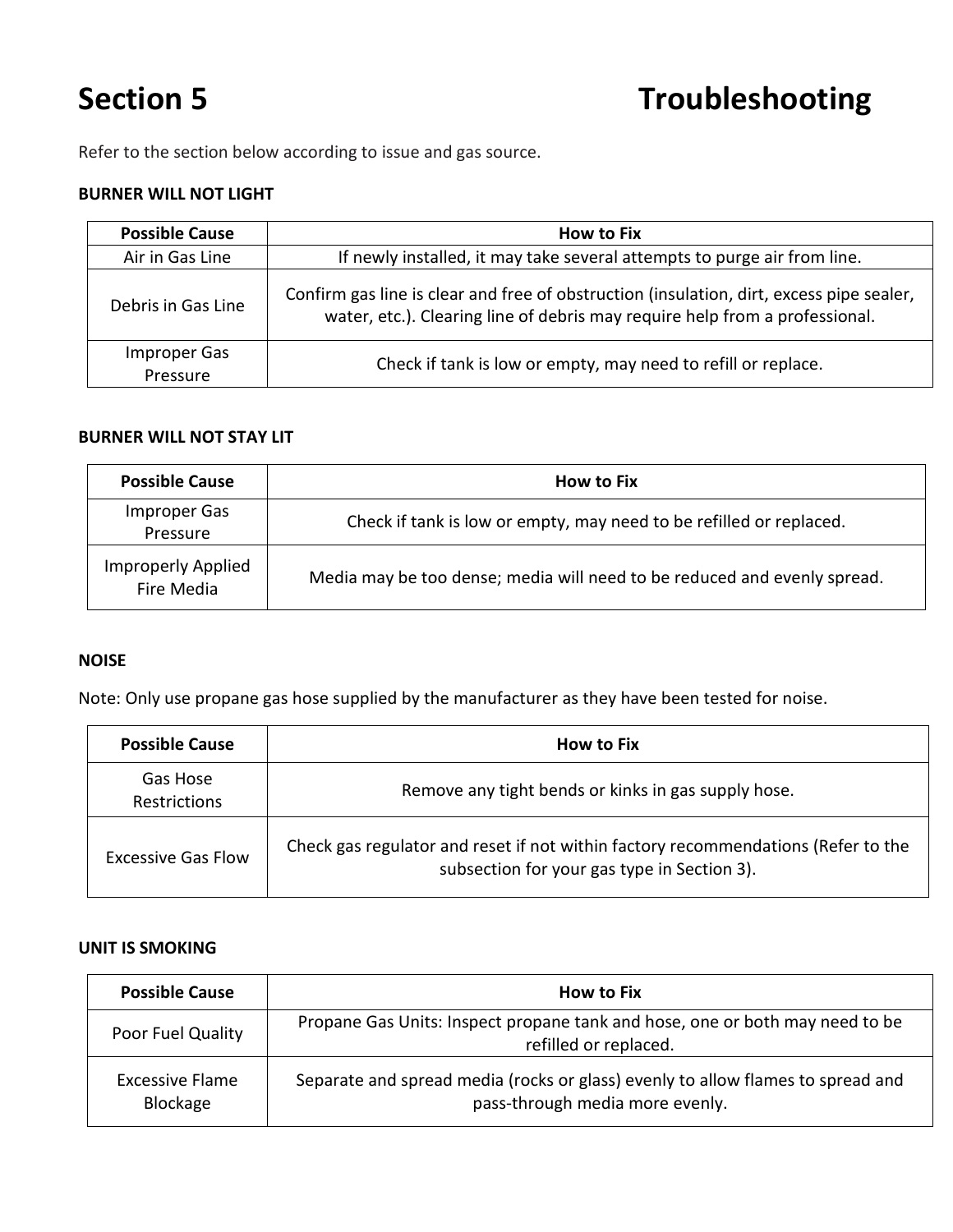# Section 5 Troubleshooting

Refer to the section below according to issue and gas source.

**BURNER WILL NOT LIGHT**

| Possible Cause | How to Fix |
|---|---|
| Air in Gas Line | If newly installed, it may take several attempts to purge air from line. |
| Debris in Gas Line | Confirm gas line is clear and free of obstruction (insulation, dirt, excess pipe sealer, water, etc.). Clearing line of debris may require help from a professional. |
| Improper Gas Pressure | Check if tank is low or empty, may need to refill or replace. |

**BURNER WILL NOT STAY LIT**

| Possible Cause | How to Fix |
|---|---|
| Improper Gas Pressure | Check if tank is low or empty, may need to be refilled or replaced. |
| Improperly Applied Fire Media | Media may be too dense; media will need to be reduced and evenly spread. |

**NOISE**

Note: Only use propane gas hose supplied by the manufacturer as they have been tested for noise.

| Possible Cause | How to Fix |
|---|---|
| Gas Hose Restrictions | Remove any tight bends or kinks in gas supply hose. |
| Excessive Gas Flow | Check gas regulator and reset if not within factory recommendations (Refer to the subsection for your gas type in Section 3). |

**UNIT IS SMOKING**

| Possible Cause | How to Fix |
|---|---|
| Poor Fuel Quality | Propane Gas Units: Inspect propane tank and hose, one or both may need to be refilled or replaced. |
| Excessive Flame Blockage | Separate and spread media (rocks or glass) evenly to allow flames to spread and pass-through media more evenly. |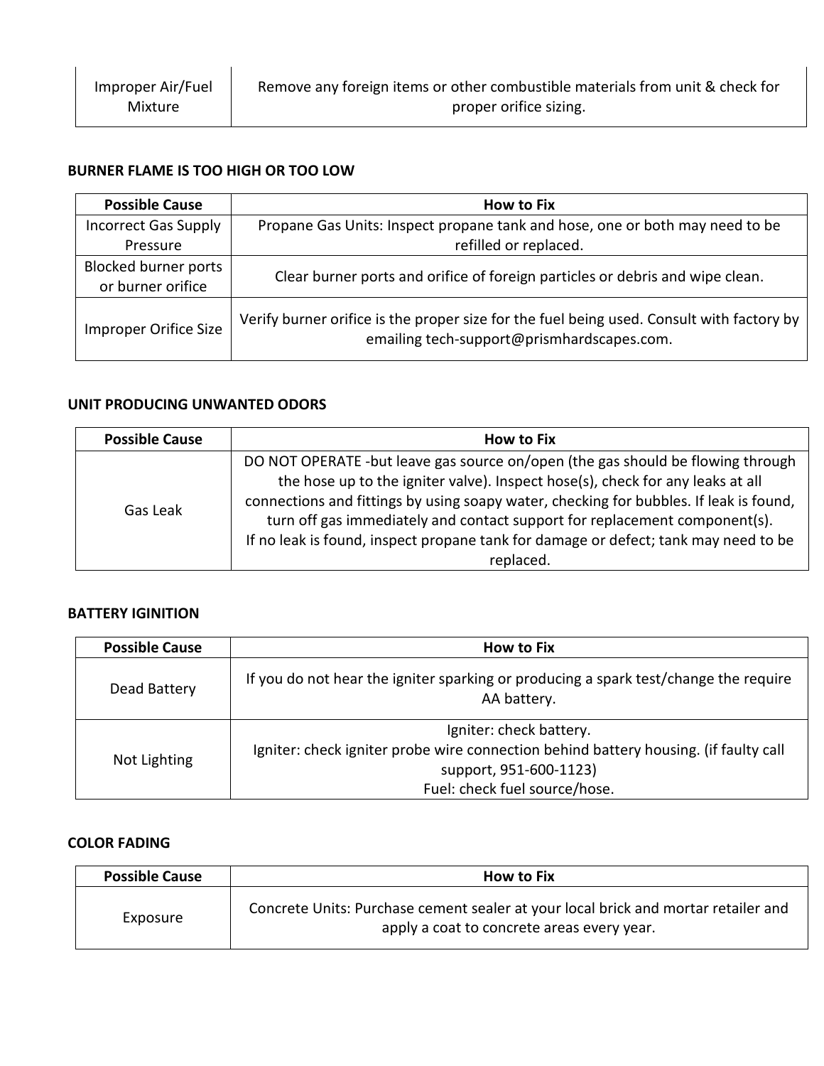| | |
|---|---|
| Improper Air/Fuel Mixture | Remove any foreign items or other combustible materials from unit & check for proper orifice sizing. |

**BURNER FLAME IS TOO HIGH OR TOO LOW**

| Possible Cause | How to Fix |
|---|---|
| Incorrect Gas Supply Pressure | Propane Gas Units: Inspect propane tank and hose, one or both may need to be refilled or replaced. |
| Blocked burner ports or burner orifice | Clear burner ports and orifice of foreign particles or debris and wipe clean. |
| Improper Orifice Size | Verify burner orifice is the proper size for the fuel being used. Consult with factory by emailing tech-support@prismhardscapes.com. |

**UNIT PRODUCING UNWANTED ODORS**

| Possible Cause | How to Fix |
|---|---|
| Gas Leak | DO NOT OPERATE -but leave gas source on/open (the gas should be flowing through the hose up to the igniter valve). Inspect hose(s), check for any leaks at all connections and fittings by using soapy water, checking for bubbles. If leak is found, turn off gas immediately and contact support for replacement component(s). If no leak is found, inspect propane tank for damage or defect; tank may need to be replaced. |

**BATTERY IGINITION**

| Possible Cause | How to Fix |
|---|---|
| Dead Battery | If you do not hear the igniter sparking or producing a spark test/change the require AA battery. |
| Not Lighting | Igniter: check battery.<br>Igniter: check igniter probe wire connection behind battery housing. (if faulty call support, 951-600-1123)<br>Fuel: check fuel source/hose. |

**COLOR FADING**

| Possible Cause | How to Fix |
|---|---|
| Exposure | Concrete Units: Purchase cement sealer at your local brick and mortar retailer and apply a coat to concrete areas every year. |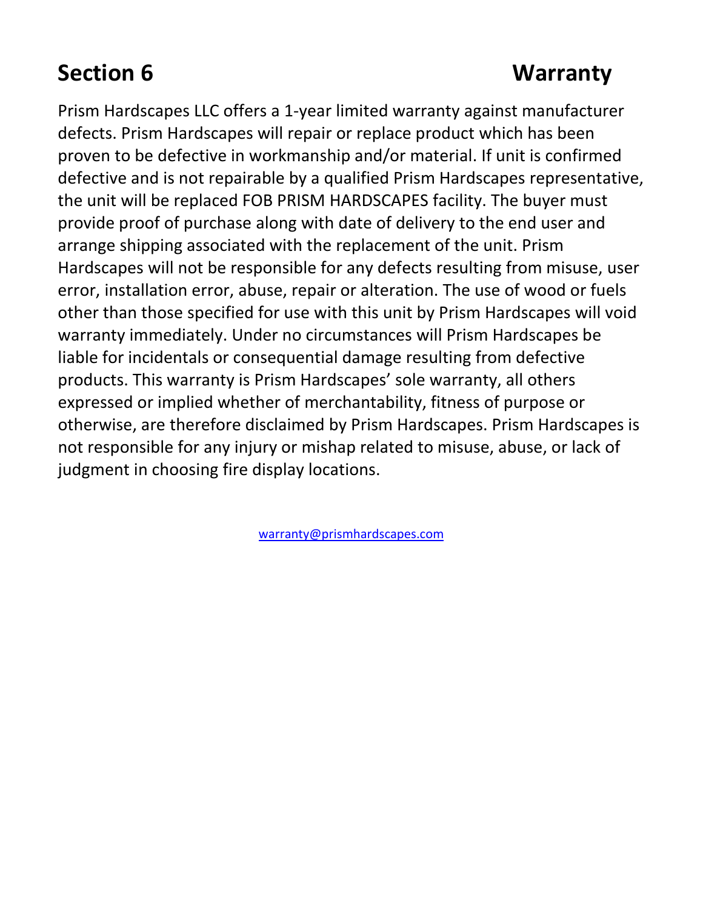# Section 6 Warranty

Prism Hardscapes LLC offers a 1-year limited warranty against manufacturer defects. Prism Hardscapes will repair or replace product which has been proven to be defective in workmanship and/or material. If unit is confirmed defective and is not repairable by a qualified Prism Hardscapes representative, the unit will be replaced FOB PRISM HARDSCAPES facility. The buyer must provide proof of purchase along with date of delivery to the end user and arrange shipping associated with the replacement of the unit. Prism Hardscapes will not be responsible for any defects resulting from misuse, user error, installation error, abuse, repair or alteration. The use of wood or fuels other than those specified for use with this unit by Prism Hardscapes will void warranty immediately. Under no circumstances will Prism Hardscapes be liable for incidentals or consequential damage resulting from defective products. This warranty is Prism Hardscapes' sole warranty, all others expressed or implied whether of merchantability, fitness of purpose or otherwise, are therefore disclaimed by Prism Hardscapes. Prism Hardscapes is not responsible for any injury or mishap related to misuse, abuse, or lack of judgment in choosing fire display locations.

warranty@prismhardscapes.com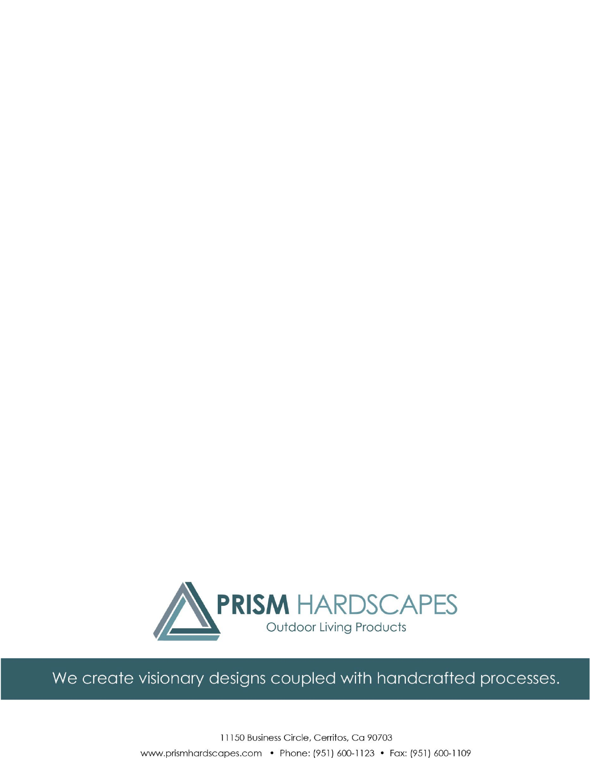**PRISM** HARDSCAPES

Outdoor Living Products

We create visionary designs coupled with handcrafted processes.

11150 Business Circle, Cerritos, Ca 90703

www.prismhardscapes.com • Phone: (951) 600-1123 • Fax: (951) 600-1109